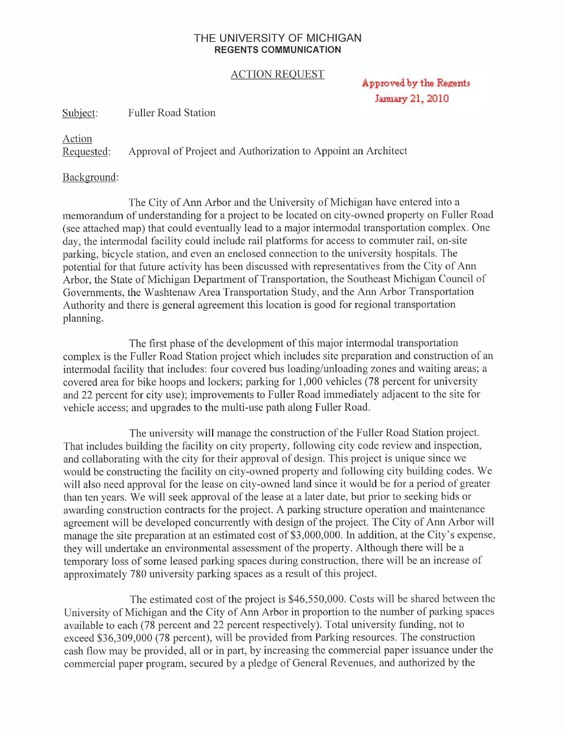# THE UNIVERSITY OF MICHIGAN
## REGENTS COMMUNICATION

ACTION REQUEST

**Approved by the Regents**
**January 21, 2010**

Subject: Fuller Road Station

Action Requested: Approval of Project and Authorization to Appoint an Architect

Background:

The City of Ann Arbor and the University of Michigan have entered into a memorandum of understanding for a project to be located on city-owned property on Fuller Road (see attached map) that could eventually lead to a major intermodal transportation complex. One day, the intermodal facility could include rail platforms for access to commuter rail, on-site parking, bicycle station, and even an enclosed connection to the university hospitals. The potential for that future activity has been discussed with representatives from the City of Ann Arbor, the State of Michigan Department of Transportation, the Southeast Michigan Council of Governments, the Washtenaw Area Transportation Study, and the Ann Arbor Transportation Authority and there is general agreement this location is good for regional transportation planning.

The first phase of the development of this major intermodal transportation complex is the Fuller Road Station project which includes site preparation and construction of an intermodal facility that includes: four covered bus loading/unloading zones and waiting areas; a covered area for bike hoops and lockers; parking for 1,000 vehicles (78 percent for university and 22 percent for city use); improvements to Fuller Road immediately adjacent to the site for vehicle access; and upgrades to the multi-use path along Fuller Road.

The university will manage the construction of the Fuller Road Station project. That includes building the facility on city property, following city code review and inspection, and collaborating with the city for their approval of design. This project is unique since we would be constructing the facility on city-owned property and following city building codes. We will also need approval for the lease on city-owned land since it would be for a period of greater than ten years. We will seek approval of the lease at a later date, but prior to seeking bids or awarding construction contracts for the project. A parking structure operation and maintenance agreement will be developed concurrently with design of the project. The City of Ann Arbor will manage the site preparation at an estimated cost of $3,000,000. In addition, at the City's expense, they will undertake an environmental assessment of the property. Although there will be a temporary loss of some leased parking spaces during construction, there will be an increase of approximately 780 university parking spaces as a result of this project.

The estimated cost of the project is $46,550,000. Costs will be shared between the University of Michigan and the City of Ann Arbor in proportion to the number of parking spaces available to each (78 percent and 22 percent respectively). Total university funding, not to exceed $36,309,000 (78 percent), will be provided from Parking resources. The construction cash flow may be provided, all or in part, by increasing the commercial paper issuance under the commercial paper program, secured by a pledge of General Revenues, and authorized by the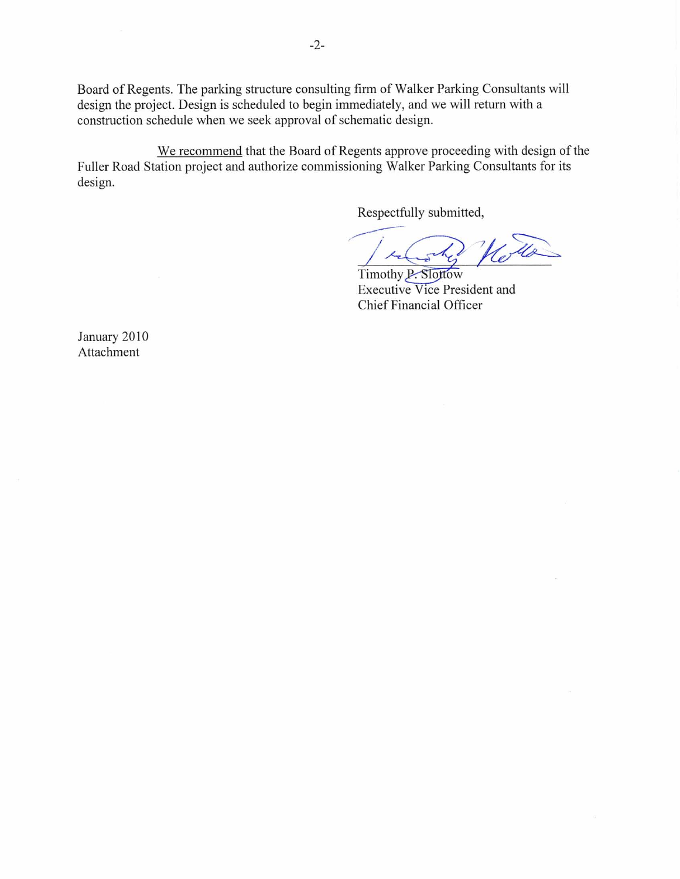Board of Regents. The parking structure consulting firm of Walker Parking Consultants will design the project. Design is scheduled to begin immediately, and we will return with a construction schedule when we seek approval of schematic design.

We recommend that the Board of Regents approve proceeding with design of the Fuller Road Station project and authorize commissioning Walker Parking Consultants for its design.

Respectfully submitted,

Timothy P. Slottow
Executive Vice President and
Chief Financial Officer

January 2010
Attachment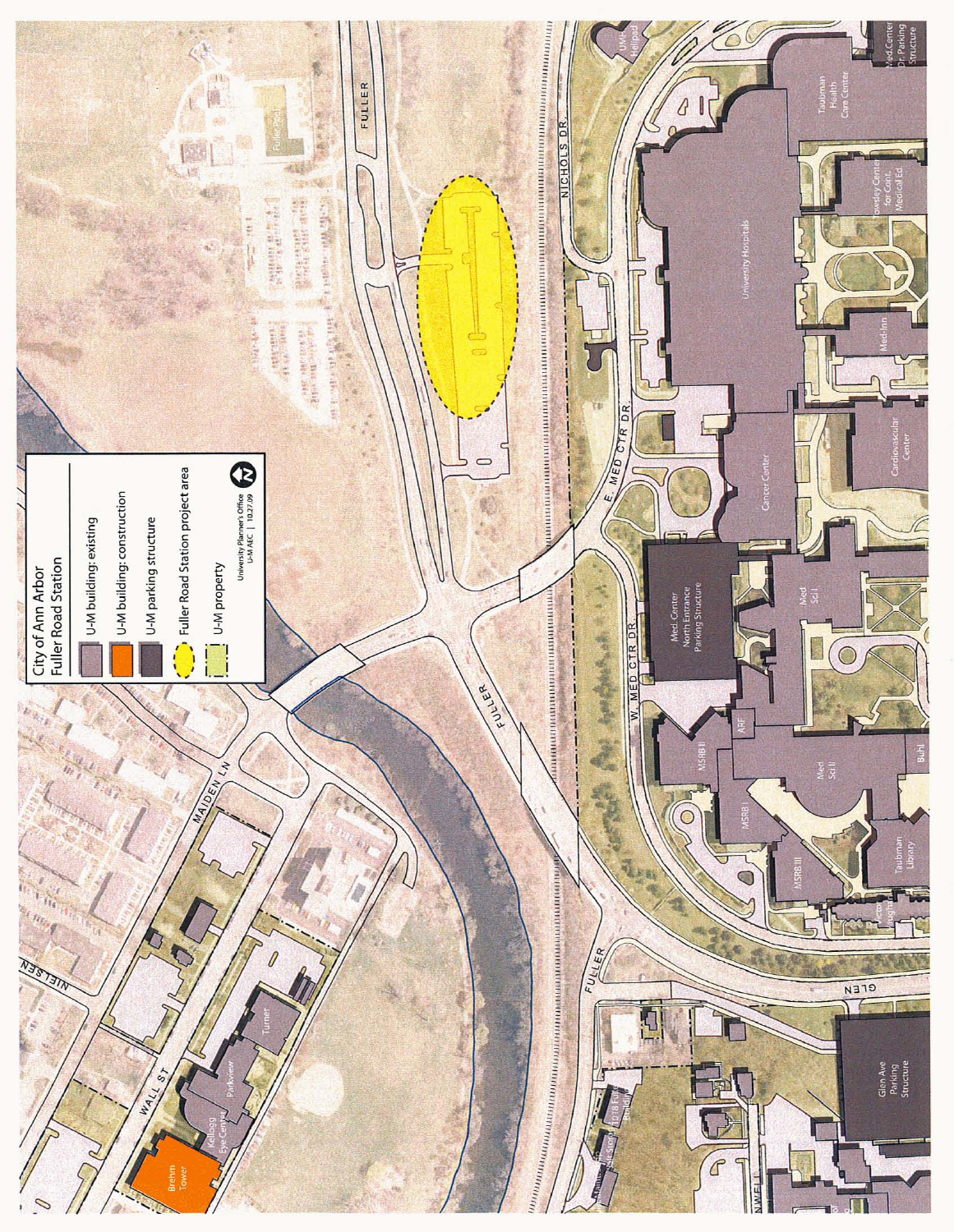City of Ann Arbor
Fuller Road Station

U-M building: existing

U-M building: construction

U-M parking structure

Fuller Road Station project area

U-M property

University Planner's Office
U-M AEC | 10.27.09

FULLER

NICHOLS DR.

E. MED CTR DR.

W. MED CTR DR.

MAIDEN LN

WALL ST

NIELSEN

GLEN

Fuller Park

UM Helipad

Taubman Health Care Center

Med Center Dr Parking Structure

Towsley Center for Cont. Medical Ed.

University Hospitals

Med-Inn

Cardiovascular Center

Cancer Center

Med. Center North Entrance Parking Structure

Med Sci I

MSRB II

ARF

MSRB I

Med Sci II

Buhl

MSRB III

Taubman Library

Brehm Tower

Kellogg Eye Center

Parkview

Turner

Glen Ave Parking Structure